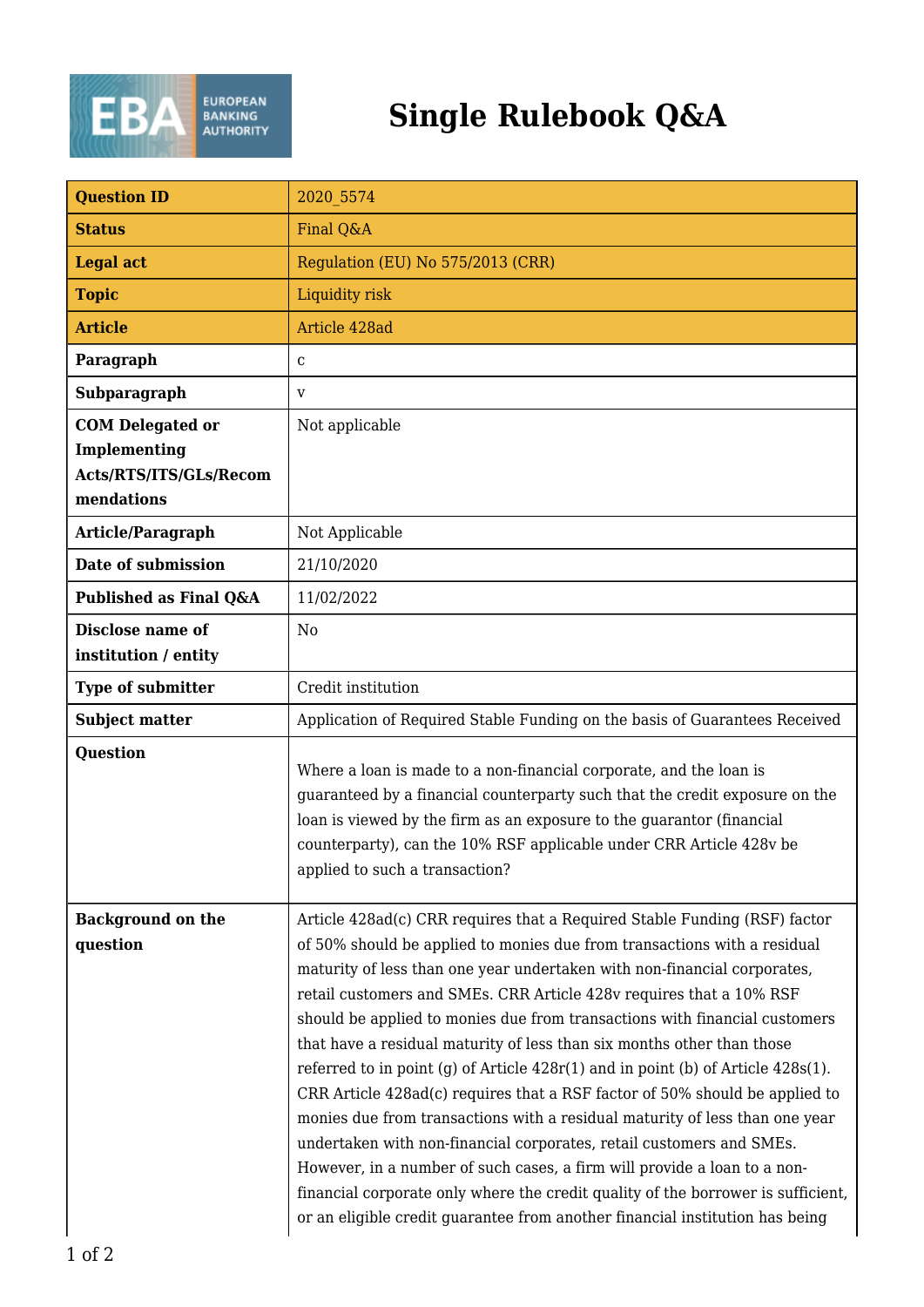# Single Rulebook Q&A

| | |
|---|---|
| **Question ID** | 2020_5574 |
| **Status** | Final Q&A |
| **Legal act** | Regulation (EU) No 575/2013 (CRR) |
| **Topic** | Liquidity risk |
| **Article** | Article 428ad |
| **Paragraph** | c |
| **Subparagraph** | v |
| **COM Delegated or Implementing Acts/RTS/ITS/GLs/Recommendations** | Not applicable |
| **Article/Paragraph** | Not Applicable |
| **Date of submission** | 21/10/2020 |
| **Published as Final Q&A** | 11/02/2022 |
| **Disclose name of institution / entity** | No |
| **Type of submitter** | Credit institution |
| **Subject matter** | Application of Required Stable Funding on the basis of Guarantees Received |
| **Question** | Where a loan is made to a non-financial corporate, and the loan is guaranteed by a financial counterparty such that the credit exposure on the loan is viewed by the firm as an exposure to the guarantor (financial counterparty), can the 10% RSF applicable under CRR Article 428v be applied to such a transaction? |
| **Background on the question** | Article 428ad(c) CRR requires that a Required Stable Funding (RSF) factor of 50% should be applied to monies due from transactions with a residual maturity of less than one year undertaken with non-financial corporates, retail customers and SMEs. CRR Article 428v requires that a 10% RSF should be applied to monies due from transactions with financial customers that have a residual maturity of less than six months other than those referred to in point (g) of Article 428r(1) and in point (b) of Article 428s(1). CRR Article 428ad(c) requires that a RSF factor of 50% should be applied to monies due from transactions with a residual maturity of less than one year undertaken with non-financial corporates, retail customers and SMEs. However, in a number of such cases, a firm will provide a loan to a non-financial corporate only where the credit quality of the borrower is sufficient, or an eligible credit guarantee from another financial institution has being |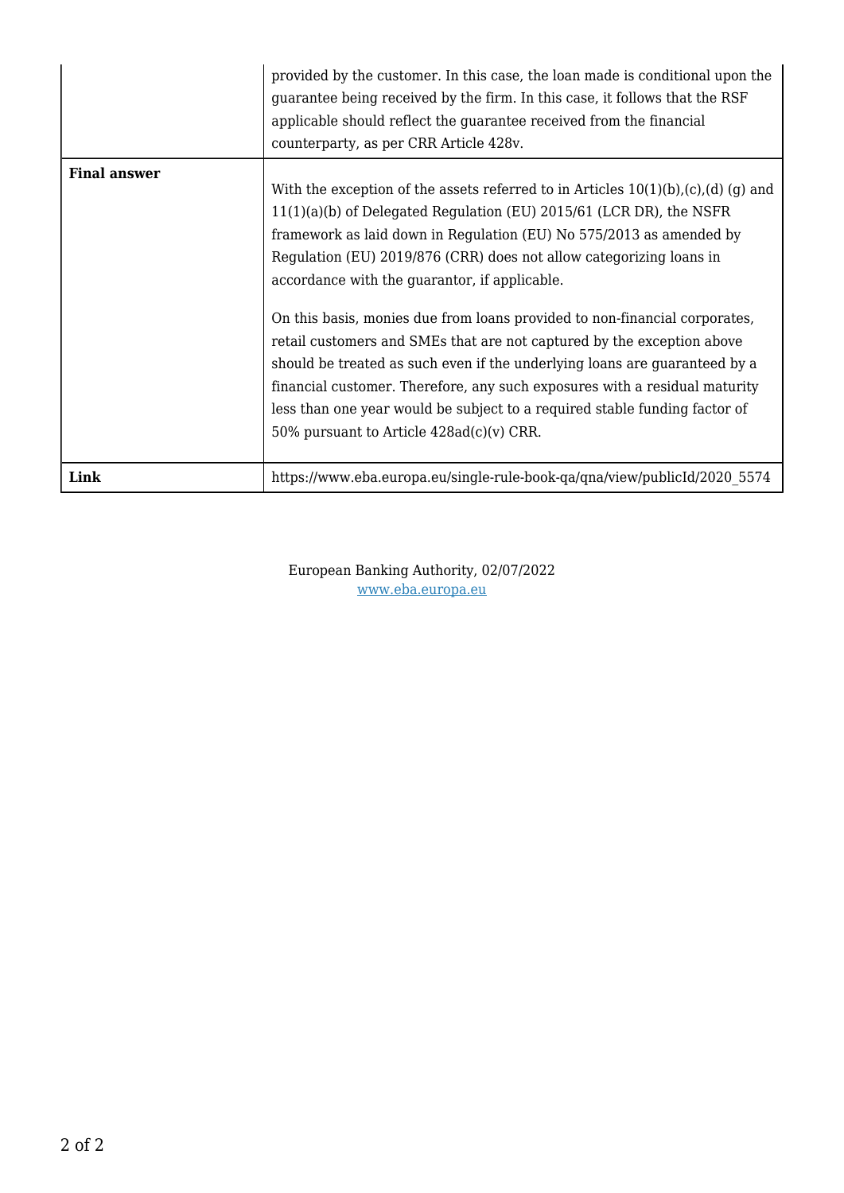| | |
|---|---|
| | provided by the customer. In this case, the loan made is conditional upon the guarantee being received by the firm. In this case, it follows that the RSF applicable should reflect the guarantee received from the financial counterparty, as per CRR Article 428v. |
| **Final answer** | With the exception of the assets referred to in Articles 10(1)(b),(c),(d) (g) and 11(1)(a)(b) of Delegated Regulation (EU) 2015/61 (LCR DR), the NSFR framework as laid down in Regulation (EU) No 575/2013 as amended by Regulation (EU) 2019/876 (CRR) does not allow categorizing loans in accordance with the guarantor, if applicable.<br><br>On this basis, monies due from loans provided to non-financial corporates, retail customers and SMEs that are not captured by the exception above should be treated as such even if the underlying loans are guaranteed by a financial customer. Therefore, any such exposures with a residual maturity less than one year would be subject to a required stable funding factor of 50% pursuant to Article 428ad(c)(v) CRR. |
| **Link** | https://www.eba.europa.eu/single-rule-book-qa/qna/view/publicId/2020_5574 |

European Banking Authority, 02/07/2022
www.eba.europa.eu